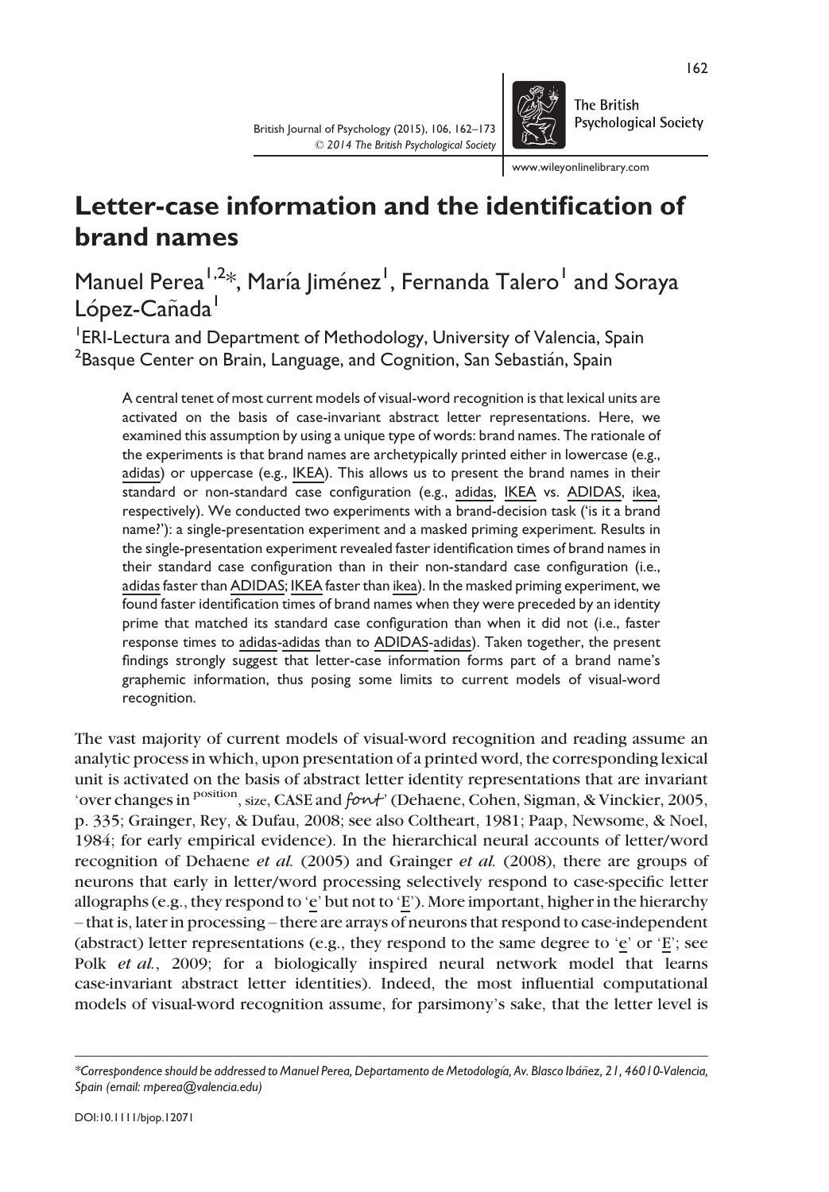# Letter-case information and the identification of brand names

Manuel Perea[1,2]*, María Jiménez[1], Fernanda Talero[1] and Soraya López-Cañada[1]

[1]ERI-Lectura and Department of Methodology, University of Valencia, Spain
[2]Basque Center on Brain, Language, and Cognition, San Sebastián, Spain

A central tenet of most current models of visual-word recognition is that lexical units are activated on the basis of case-invariant abstract letter representations. Here, we examined this assumption by using a unique type of words: brand names. The rationale of the experiments is that brand names are archetypically printed either in lowercase (e.g., adidas) or uppercase (e.g., IKEA). This allows us to present the brand names in their standard or non-standard case configuration (e.g., adidas, IKEA vs. ADIDAS, ikea, respectively). We conducted two experiments with a brand-decision task ('is it a brand name?'): a single-presentation experiment and a masked priming experiment. Results in the single-presentation experiment revealed faster identification times of brand names in their standard case configuration than in their non-standard case configuration (i.e., adidas faster than ADIDAS; IKEA faster than ikea). In the masked priming experiment, we found faster identification times of brand names when they were preceded by an identity prime that matched its standard case configuration than when it did not (i.e., faster response times to adidas-adidas than to ADIDAS-adidas). Taken together, the present findings strongly suggest that letter-case information forms part of a brand name's graphemic information, thus posing some limits to current models of visual-word recognition.

The vast majority of current models of visual-word recognition and reading assume an analytic process in which, upon presentation of a printed word, the corresponding lexical unit is activated on the basis of abstract letter identity representations that are invariant 'over changes in position, size, CASE and *font*' (Dehaene, Cohen, Sigman, & Vinckier, 2005, p. 335; Grainger, Rey, & Dufau, 2008; see also Coltheart, 1981; Paap, Newsome, & Noel, 1984; for early empirical evidence). In the hierarchical neural accounts of letter/word recognition of Dehaene *et al.* (2005) and Grainger *et al.* (2008), there are groups of neurons that early in letter/word processing selectively respond to case-specific letter allographs (e.g., they respond to 'e' but not to 'E'). More important, higher in the hierarchy – that is, later in processing – there are arrays of neurons that respond to case-independent (abstract) letter representations (e.g., they respond to the same degree to 'e' or 'E'; see Polk *et al.*, 2009; for a biologically inspired neural network model that learns case-invariant abstract letter identities). Indeed, the most influential computational models of visual-word recognition assume, for parsimony's sake, that the letter level is

*Correspondence should be addressed to Manuel Perea, Departamento de Metodología, Av. Blasco Ibáñez, 21, 46010-Valencia, Spain (email: mperea@valencia.edu)

DOI:10.1111/bjop.12071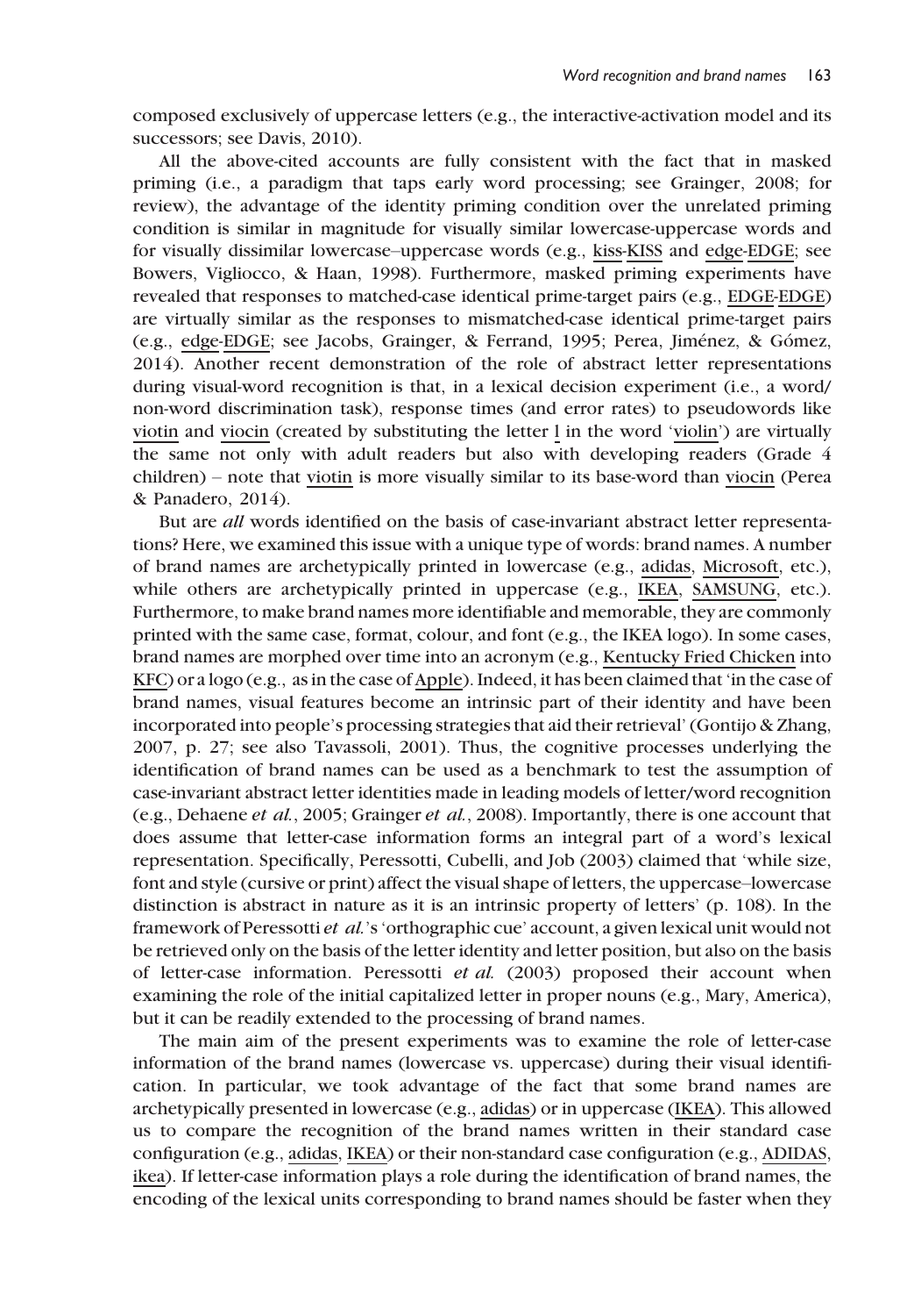composed exclusively of uppercase letters (e.g., the interactive-activation model and its successors; see Davis, 2010).

All the above-cited accounts are fully consistent with the fact that in masked priming (i.e., a paradigm that taps early word processing; see Grainger, 2008; for review), the advantage of the identity priming condition over the unrelated priming condition is similar in magnitude for visually similar lowercase-uppercase words and for visually dissimilar lowercase–uppercase words (e.g., kiss-KISS and edge-EDGE; see Bowers, Vigliocco, & Haan, 1998). Furthermore, masked priming experiments have revealed that responses to matched-case identical prime-target pairs (e.g., EDGE-EDGE) are virtually similar as the responses to mismatched-case identical prime-target pairs (e.g., edge-EDGE; see Jacobs, Grainger, & Ferrand, 1995; Perea, Jiménez, & Gómez, 2014). Another recent demonstration of the role of abstract letter representations during visual-word recognition is that, in a lexical decision experiment (i.e., a word/non-word discrimination task), response times (and error rates) to pseudowords like viotin and viocin (created by substituting the letter l in the word 'violin') are virtually the same not only with adult readers but also with developing readers (Grade 4 children) – note that viotin is more visually similar to its base-word than viocin (Perea & Panadero, 2014).

But are *all* words identified on the basis of case-invariant abstract letter representations? Here, we examined this issue with a unique type of words: brand names. A number of brand names are archetypically printed in lowercase (e.g., adidas, Microsoft, etc.), while others are archetypically printed in uppercase (e.g., IKEA, SAMSUNG, etc.). Furthermore, to make brand names more identifiable and memorable, they are commonly printed with the same case, format, colour, and font (e.g., the IKEA logo). In some cases, brand names are morphed over time into an acronym (e.g., Kentucky Fried Chicken into KFC) or a logo (e.g., as in the case of Apple). Indeed, it has been claimed that 'in the case of brand names, visual features become an intrinsic part of their identity and have been incorporated into people's processing strategies that aid their retrieval' (Gontijo & Zhang, 2007, p. 27; see also Tavassoli, 2001). Thus, the cognitive processes underlying the identification of brand names can be used as a benchmark to test the assumption of case-invariant abstract letter identities made in leading models of letter/word recognition (e.g., Dehaene *et al.*, 2005; Grainger *et al.*, 2008). Importantly, there is one account that does assume that letter-case information forms an integral part of a word's lexical representation. Specifically, Peressotti, Cubelli, and Job (2003) claimed that 'while size, font and style (cursive or print) affect the visual shape of letters, the uppercase–lowercase distinction is abstract in nature as it is an intrinsic property of letters' (p. 108). In the framework of Peressotti *et al.*'s 'orthographic cue' account, a given lexical unit would not be retrieved only on the basis of the letter identity and letter position, but also on the basis of letter-case information. Peressotti *et al.* (2003) proposed their account when examining the role of the initial capitalized letter in proper nouns (e.g., Mary, America), but it can be readily extended to the processing of brand names.

The main aim of the present experiments was to examine the role of letter-case information of the brand names (lowercase vs. uppercase) during their visual identification. In particular, we took advantage of the fact that some brand names are archetypically presented in lowercase (e.g., adidas) or in uppercase (IKEA). This allowed us to compare the recognition of the brand names written in their standard case configuration (e.g., adidas, IKEA) or their non-standard case configuration (e.g., ADIDAS, ikea). If letter-case information plays a role during the identification of brand names, the encoding of the lexical units corresponding to brand names should be faster when they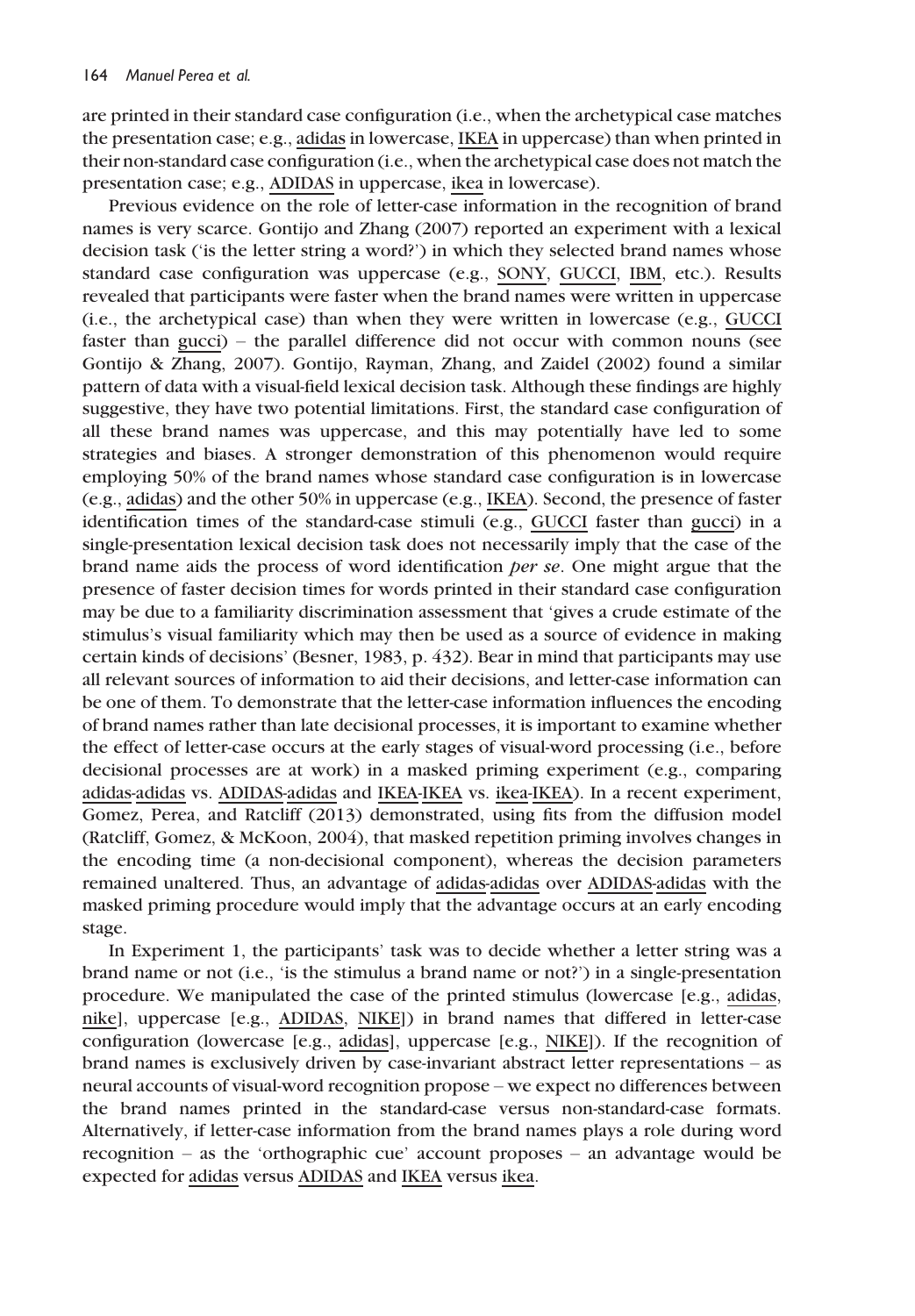are printed in their standard case configuration (i.e., when the archetypical case matches the presentation case; e.g., adidas in lowercase, IKEA in uppercase) than when printed in their non-standard case configuration (i.e., when the archetypical case does not match the presentation case; e.g., ADIDAS in uppercase, ikea in lowercase).

Previous evidence on the role of letter-case information in the recognition of brand names is very scarce. Gontijo and Zhang (2007) reported an experiment with a lexical decision task ('is the letter string a word?') in which they selected brand names whose standard case configuration was uppercase (e.g., SONY, GUCCI, IBM, etc.). Results revealed that participants were faster when the brand names were written in uppercase (i.e., the archetypical case) than when they were written in lowercase (e.g., GUCCI faster than gucci) – the parallel difference did not occur with common nouns (see Gontijo & Zhang, 2007). Gontijo, Rayman, Zhang, and Zaidel (2002) found a similar pattern of data with a visual-field lexical decision task. Although these findings are highly suggestive, they have two potential limitations. First, the standard case configuration of all these brand names was uppercase, and this may potentially have led to some strategies and biases. A stronger demonstration of this phenomenon would require employing 50% of the brand names whose standard case configuration is in lowercase (e.g., adidas) and the other 50% in uppercase (e.g., IKEA). Second, the presence of faster identification times of the standard-case stimuli (e.g., GUCCI faster than gucci) in a single-presentation lexical decision task does not necessarily imply that the case of the brand name aids the process of word identification *per se*. One might argue that the presence of faster decision times for words printed in their standard case configuration may be due to a familiarity discrimination assessment that 'gives a crude estimate of the stimulus's visual familiarity which may then be used as a source of evidence in making certain kinds of decisions' (Besner, 1983, p. 432). Bear in mind that participants may use all relevant sources of information to aid their decisions, and letter-case information can be one of them. To demonstrate that the letter-case information influences the encoding of brand names rather than late decisional processes, it is important to examine whether the effect of letter-case occurs at the early stages of visual-word processing (i.e., before decisional processes are at work) in a masked priming experiment (e.g., comparing adidas-adidas vs. ADIDAS-adidas and IKEA-IKEA vs. ikea-IKEA). In a recent experiment, Gomez, Perea, and Ratcliff (2013) demonstrated, using fits from the diffusion model (Ratcliff, Gomez, & McKoon, 2004), that masked repetition priming involves changes in the encoding time (a non-decisional component), whereas the decision parameters remained unaltered. Thus, an advantage of adidas-adidas over ADIDAS-adidas with the masked priming procedure would imply that the advantage occurs at an early encoding stage.

In Experiment 1, the participants' task was to decide whether a letter string was a brand name or not (i.e., 'is the stimulus a brand name or not?') in a single-presentation procedure. We manipulated the case of the printed stimulus (lowercase [e.g., adidas, nike], uppercase [e.g., ADIDAS, NIKE]) in brand names that differed in letter-case configuration (lowercase [e.g., adidas], uppercase [e.g., NIKE]). If the recognition of brand names is exclusively driven by case-invariant abstract letter representations – as neural accounts of visual-word recognition propose – we expect no differences between the brand names printed in the standard-case versus non-standard-case formats. Alternatively, if letter-case information from the brand names plays a role during word recognition – as the 'orthographic cue' account proposes – an advantage would be expected for adidas versus ADIDAS and IKEA versus ikea.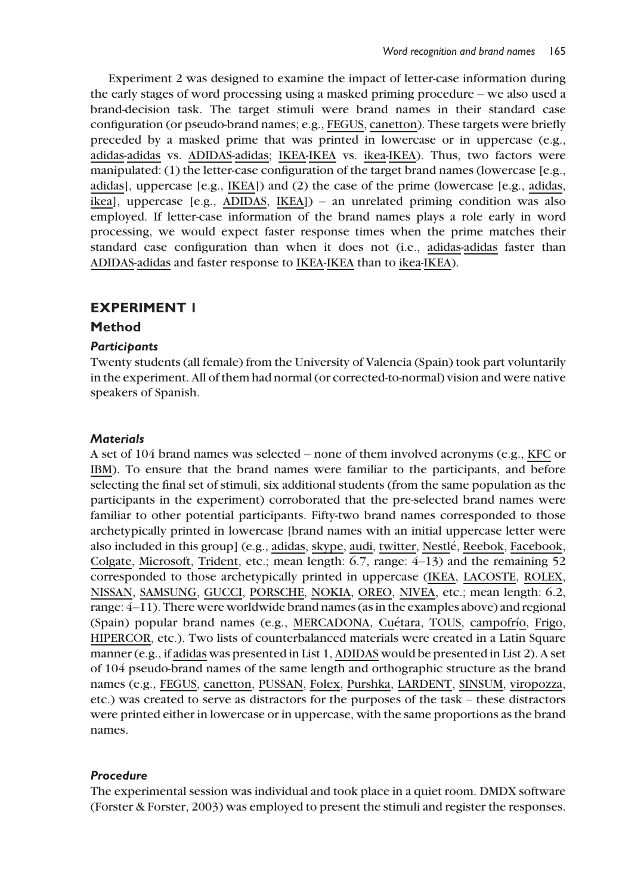Experiment 2 was designed to examine the impact of letter-case information during the early stages of word processing using a masked priming procedure – we also used a brand-decision task. The target stimuli were brand names in their standard case configuration (or pseudo-brand names; e.g., FEGUS, canetton). These targets were briefly preceded by a masked prime that was printed in lowercase or in uppercase (e.g., adidas-adidas vs. ADIDAS-adidas; IKEA-IKEA vs. ikea-IKEA). Thus, two factors were manipulated: (1) the letter-case configuration of the target brand names (lowercase [e.g., adidas], uppercase [e.g., IKEA]) and (2) the case of the prime (lowercase [e.g., adidas, ikea], uppercase [e.g., ADIDAS, IKEA]) – an unrelated priming condition was also employed. If letter-case information of the brand names plays a role early in word processing, we would expect faster response times when the prime matches their standard case configuration than when it does not (i.e., adidas-adidas faster than ADIDAS-adidas and faster response to IKEA-IKEA than to ikea-IKEA).

## EXPERIMENT 1

### Method

#### *Participants*

Twenty students (all female) from the University of Valencia (Spain) took part voluntarily in the experiment. All of them had normal (or corrected-to-normal) vision and were native speakers of Spanish.

#### *Materials*

A set of 104 brand names was selected – none of them involved acronyms (e.g., KFC or IBM). To ensure that the brand names were familiar to the participants, and before selecting the final set of stimuli, six additional students (from the same population as the participants in the experiment) corroborated that the pre-selected brand names were familiar to other potential participants. Fifty-two brand names corresponded to those archetypically printed in lowercase [brand names with an initial uppercase letter were also included in this group] (e.g., adidas, skype, audi, twitter, Nestlé, Reebok, Facebook, Colgate, Microsoft, Trident, etc.; mean length: 6.7, range: 4–13) and the remaining 52 corresponded to those archetypically printed in uppercase (IKEA, LACOSTE, ROLEX, NISSAN, SAMSUNG, GUCCI, PORSCHE, NOKIA, OREO, NIVEA, etc.; mean length: 6.2, range: 4–11). There were worldwide brand names (as in the examples above) and regional (Spain) popular brand names (e.g., MERCADONA, Cuétara, TOUS, campofrío, Frigo, HIPERCOR, etc.). Two lists of counterbalanced materials were created in a Latin Square manner (e.g., if adidas was presented in List 1, ADIDAS would be presented in List 2). A set of 104 pseudo-brand names of the same length and orthographic structure as the brand names (e.g., FEGUS, canetton, PUSSAN, Folex, Purshka, LARDENT, SINSUM, viropozza, etc.) was created to serve as distractors for the purposes of the task – these distractors were printed either in lowercase or in uppercase, with the same proportions as the brand names.

#### *Procedure*

The experimental session was individual and took place in a quiet room. DMDX software (Forster & Forster, 2003) was employed to present the stimuli and register the responses.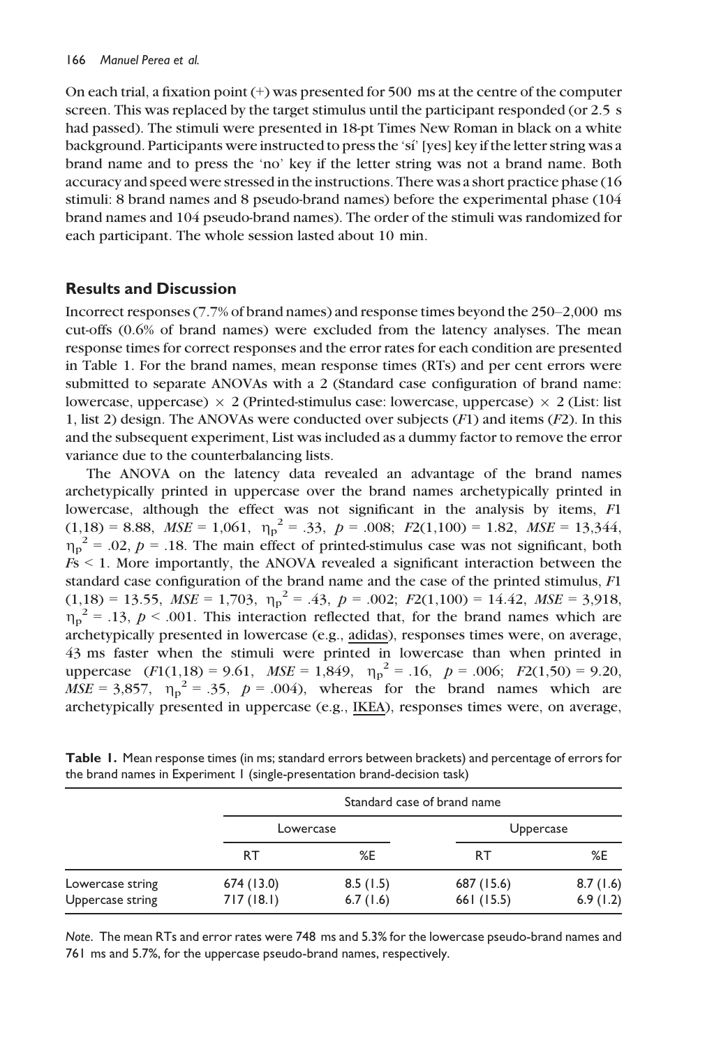On each trial, a fixation point (+) was presented for 500 ms at the centre of the computer screen. This was replaced by the target stimulus until the participant responded (or 2.5 s had passed). The stimuli were presented in 18-pt Times New Roman in black on a white background. Participants were instructed to press the 'sí' [yes] key if the letter string was a brand name and to press the 'no' key if the letter string was not a brand name. Both accuracy and speed were stressed in the instructions. There was a short practice phase (16 stimuli: 8 brand names and 8 pseudo-brand names) before the experimental phase (104 brand names and 104 pseudo-brand names). The order of the stimuli was randomized for each participant. The whole session lasted about 10 min.

## Results and Discussion

Incorrect responses (7.7% of brand names) and response times beyond the 250–2,000 ms cut-offs (0.6% of brand names) were excluded from the latency analyses. The mean response times for correct responses and the error rates for each condition are presented in Table 1. For the brand names, mean response times (RTs) and per cent errors were submitted to separate ANOVAs with a 2 (Standard case configuration of brand name: lowercase, uppercase) × 2 (Printed-stimulus case: lowercase, uppercase) × 2 (List: list 1, list 2) design. The ANOVAs were conducted over subjects (*F*1) and items (*F*2). In this and the subsequent experiment, List was included as a dummy factor to remove the error variance due to the counterbalancing lists.

The ANOVA on the latency data revealed an advantage of the brand names archetypically printed in uppercase over the brand names archetypically printed in lowercase, although the effect was not significant in the analysis by items, $F1(1,18) = 8.88$, $MSE = 1{,}061$, $\eta_p^2 = .33$, $p = .008$; $F2(1,100) = 1.82$, $MSE = 13{,}344$, $\eta_p^2 = .02$, $p = .18$. The main effect of printed-stimulus case was not significant, both $F\text{s} < 1$. More importantly, the ANOVA revealed a significant interaction between the standard case configuration of the brand name and the case of the printed stimulus, $F1(1,18) = 13.55$, $MSE = 1{,}703$, $\eta_p^2 = .43$, $p = .002$; $F2(1,100) = 14.42$, $MSE = 3{,}918$, $\eta_p^2 = .13$, $p < .001$. This interaction reflected that, for the brand names which are archetypically presented in lowercase (e.g., adidas), responses times were, on average, 43 ms faster when the stimuli were printed in lowercase than when printed in uppercase ($F1(1,18) = 9.61$, $MSE = 1{,}849$, $\eta_p^2 = .16$, $p = .006$; $F2(1,50) = 9.20$, $MSE = 3{,}857$, $\eta_p^2 = .35$, $p = .004$), whereas for the brand names which are archetypically presented in uppercase (e.g., IKEA), responses times were, on average,

**Table 1.** Mean response times (in ms; standard errors between brackets) and percentage of errors for the brand names in Experiment 1 (single-presentation brand-decision task)

| | Standard case of brand name | | | |
|---|---|---|---|---|
| | Lowercase | | Uppercase | |
| | RT | %E | RT | %E |
| Lowercase string | 674 (13.0) | 8.5 (1.5) | 687 (15.6) | 8.7 (1.6) |
| Uppercase string | 717 (18.1) | 6.7 (1.6) | 661 (15.5) | 6.9 (1.2) |

*Note*. The mean RTs and error rates were 748 ms and 5.3% for the lowercase pseudo-brand names and 761 ms and 5.7%, for the uppercase pseudo-brand names, respectively.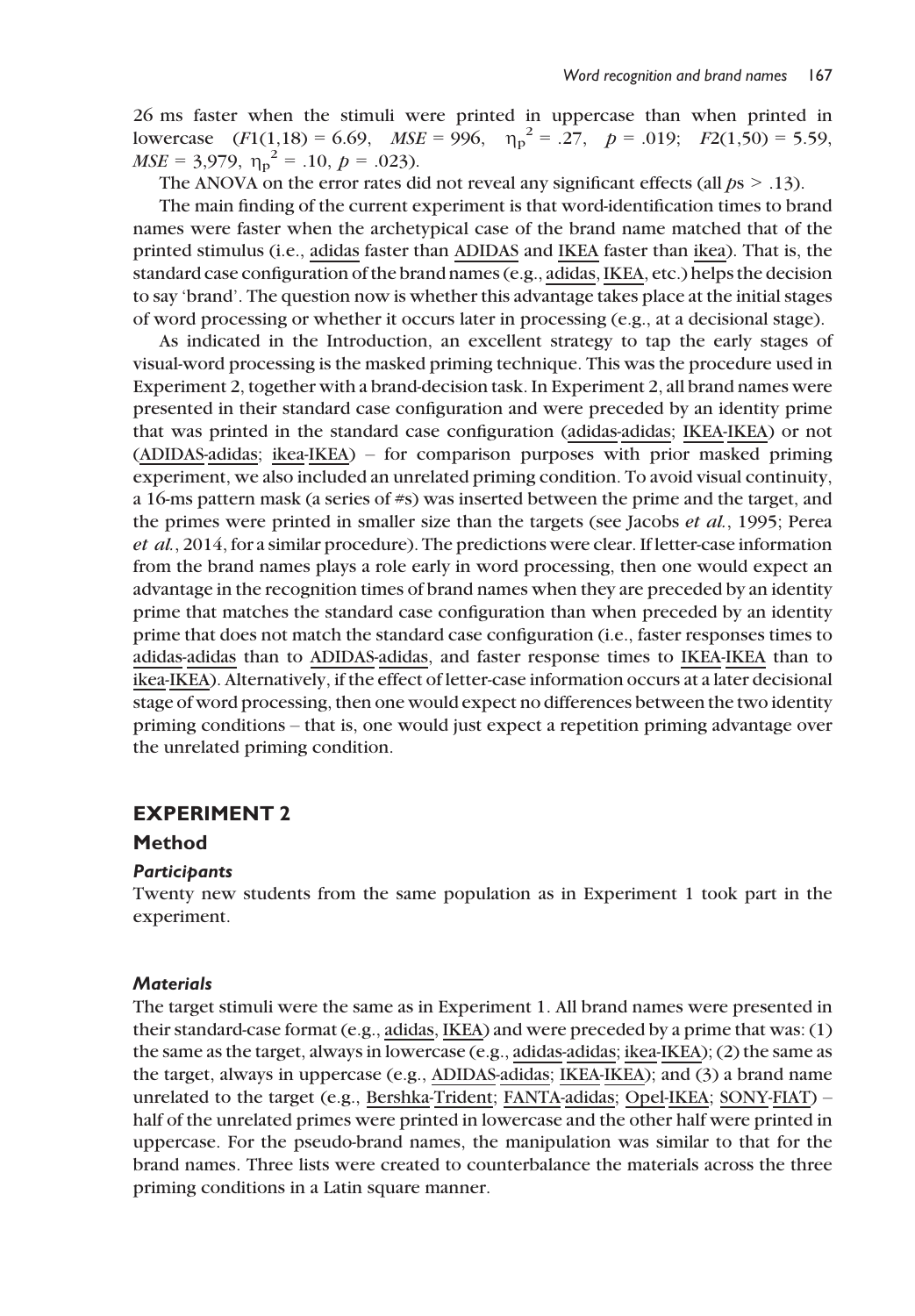26 ms faster when the stimuli were printed in uppercase than when printed in lowercase ($F1(1,18) = 6.69$, $MSE = 996$, $\eta_p^2 = .27$, $p = .019$; $F2(1,50) = 5.59$, $MSE = 3{,}979$, $\eta_p^2 = .10$, $p = .023$).

The ANOVA on the error rates did not reveal any significant effects (all $p$s > .13).

The main finding of the current experiment is that word-identification times to brand names were faster when the archetypical case of the brand name matched that of the printed stimulus (i.e., adidas faster than ADIDAS and IKEA faster than ikea). That is, the standard case configuration of the brand names (e.g., adidas, IKEA, etc.) helps the decision to say 'brand'. The question now is whether this advantage takes place at the initial stages of word processing or whether it occurs later in processing (e.g., at a decisional stage).

As indicated in the Introduction, an excellent strategy to tap the early stages of visual-word processing is the masked priming technique. This was the procedure used in Experiment 2, together with a brand-decision task. In Experiment 2, all brand names were presented in their standard case configuration and were preceded by an identity prime that was printed in the standard case configuration (adidas-adidas; IKEA-IKEA) or not (ADIDAS-adidas; ikea-IKEA) – for comparison purposes with prior masked priming experiment, we also included an unrelated priming condition. To avoid visual continuity, a 16-ms pattern mask (a series of #s) was inserted between the prime and the target, and the primes were printed in smaller size than the targets (see Jacobs *et al.*, 1995; Perea *et al.*, 2014, for a similar procedure). The predictions were clear. If letter-case information from the brand names plays a role early in word processing, then one would expect an advantage in the recognition times of brand names when they are preceded by an identity prime that matches the standard case configuration than when preceded by an identity prime that does not match the standard case configuration (i.e., faster responses times to adidas-adidas than to ADIDAS-adidas, and faster response times to IKEA-IKEA than to ikea-IKEA). Alternatively, if the effect of letter-case information occurs at a later decisional stage of word processing, then one would expect no differences between the two identity priming conditions – that is, one would just expect a repetition priming advantage over the unrelated priming condition.

# EXPERIMENT 2

## Method

### *Participants*

Twenty new students from the same population as in Experiment 1 took part in the experiment.

### *Materials*

The target stimuli were the same as in Experiment 1. All brand names were presented in their standard-case format (e.g., adidas, IKEA) and were preceded by a prime that was: (1) the same as the target, always in lowercase (e.g., adidas-adidas; ikea-IKEA); (2) the same as the target, always in uppercase (e.g., ADIDAS-adidas; IKEA-IKEA); and (3) a brand name unrelated to the target (e.g., Bershka-Trident; FANTA-adidas; Opel-IKEA; SONY-FIAT) – half of the unrelated primes were printed in lowercase and the other half were printed in uppercase. For the pseudo-brand names, the manipulation was similar to that for the brand names. Three lists were created to counterbalance the materials across the three priming conditions in a Latin square manner.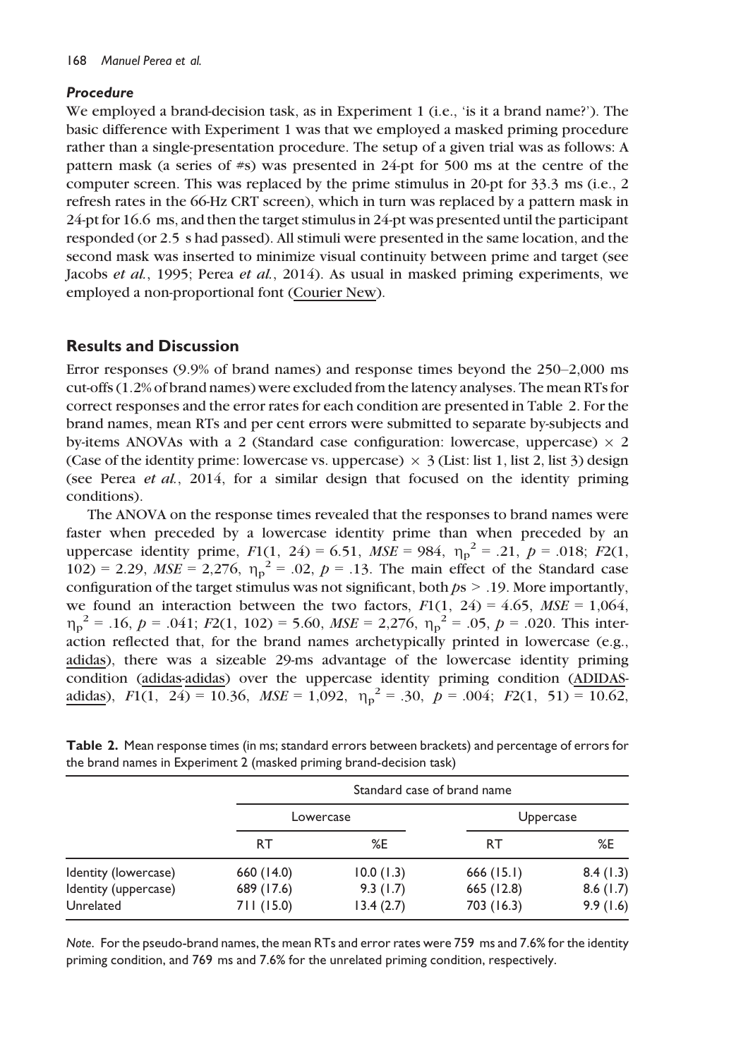### Procedure

We employed a brand-decision task, as in Experiment 1 (i.e., 'is it a brand name?'). The basic difference with Experiment 1 was that we employed a masked priming procedure rather than a single-presentation procedure. The setup of a given trial was as follows: A pattern mask (a series of #s) was presented in 24-pt for 500 ms at the centre of the computer screen. This was replaced by the prime stimulus in 20-pt for 33.3 ms (i.e., 2 refresh rates in the 66-Hz CRT screen), which in turn was replaced by a pattern mask in 24-pt for 16.6 ms, and then the target stimulus in 24-pt was presented until the participant responded (or 2.5 s had passed). All stimuli were presented in the same location, and the second mask was inserted to minimize visual continuity between prime and target (see Jacobs *et al.*, 1995; Perea *et al.*, 2014). As usual in masked priming experiments, we employed a non-proportional font (Courier New).

## Results and Discussion

Error responses (9.9% of brand names) and response times beyond the 250–2,000 ms cut-offs (1.2% of brand names) were excluded from the latency analyses. The mean RTs for correct responses and the error rates for each condition are presented in Table 2. For the brand names, mean RTs and per cent errors were submitted to separate by-subjects and by-items ANOVAs with a 2 (Standard case configuration: lowercase, uppercase) × 2 (Case of the identity prime: lowercase vs. uppercase) × 3 (List: list 1, list 2, list 3) design (see Perea *et al.*, 2014, for a similar design that focused on the identity priming conditions).

The ANOVA on the response times revealed that the responses to brand names were faster when preceded by a lowercase identity prime than when preceded by an uppercase identity prime, $F1(1,\ 24) = 6.51$, $MSE = 984$, $\eta_p^2 = .21$, $p = .018$; $F2(1,\ 102) = 2.29$, $MSE = 2{,}276$, $\eta_p^2 = .02$, $p = .13$. The main effect of the Standard case configuration of the target stimulus was not significant, both $ps > .19$. More importantly, we found an interaction between the two factors, $F1(1,\ 24) = 4.65$, $MSE = 1{,}064$, $\eta_p^2 = .16$, $p = .041$; $F2(1,\ 102) = 5.60$, $MSE = 2{,}276$, $\eta_p^2 = .05$, $p = .020$. This interaction reflected that, for the brand names archetypically printed in lowercase (e.g., adidas), there was a sizeable 29-ms advantage of the lowercase identity priming condition (adidas-adidas) over the uppercase identity priming condition (ADIDAS-adidas), $F1(1,\ 24) = 10.36$, $MSE = 1{,}092$, $\eta_p^2 = .30$, $p = .004$; $F2(1,\ 51) = 10.62$,

**Table 2.** Mean response times (in ms; standard errors between brackets) and percentage of errors for the brand names in Experiment 2 (masked priming brand-decision task)

| | Standard case of brand name | | | |
|---|---|---|---|---|
| | Lowercase | | Uppercase | |
| | RT | %E | RT | %E |
| Identity (lowercase) | 660 (14.0) | 10.0 (1.3) | 666 (15.1) | 8.4 (1.3) |
| Identity (uppercase) | 689 (17.6) | 9.3 (1.7) | 665 (12.8) | 8.6 (1.7) |
| Unrelated | 711 (15.0) | 13.4 (2.7) | 703 (16.3) | 9.9 (1.6) |

*Note.* For the pseudo-brand names, the mean RTs and error rates were 759 ms and 7.6% for the identity priming condition, and 769 ms and 7.6% for the unrelated priming condition, respectively.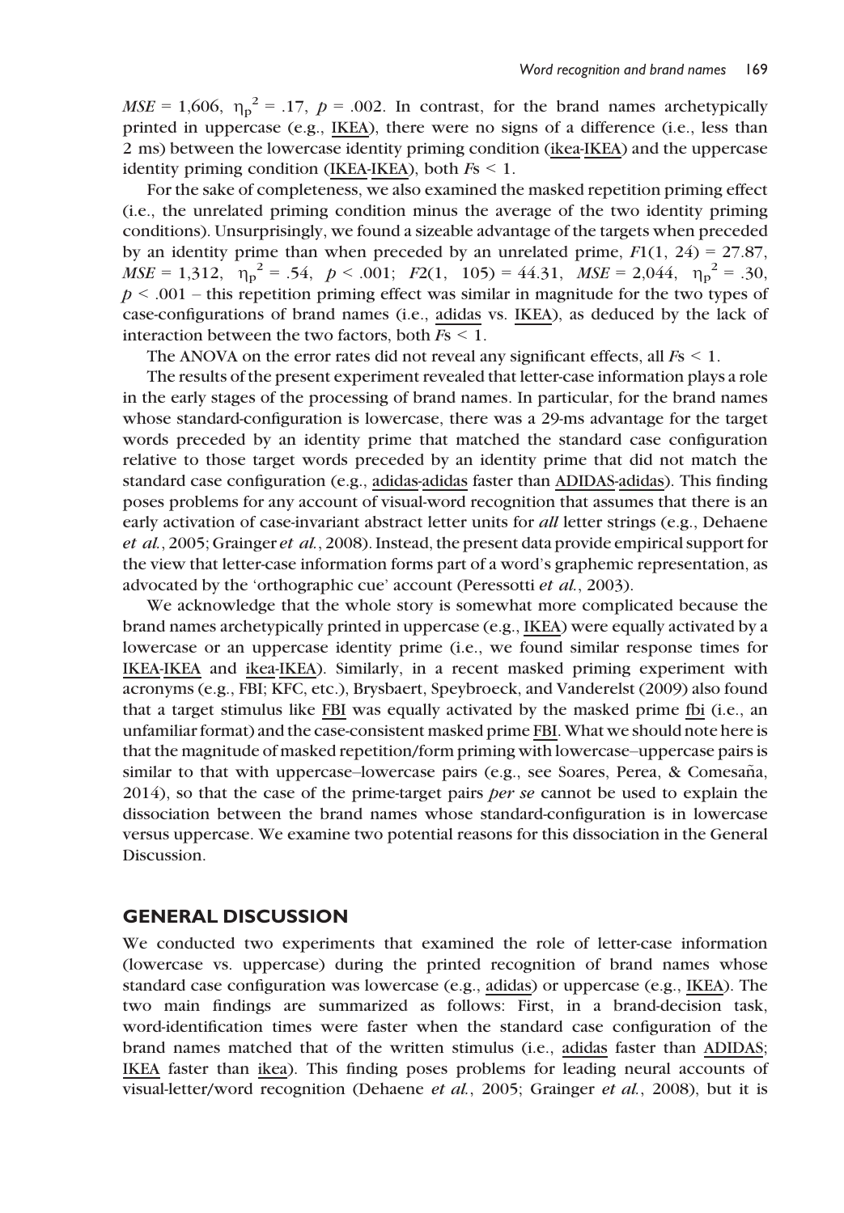$MSE = 1{,}606$, $\eta_p^2 = .17$, $p = .002$. In contrast, for the brand names archetypically printed in uppercase (e.g., IKEA), there were no signs of a difference (i.e., less than 2 ms) between the lowercase identity priming condition (ikea-IKEA) and the uppercase identity priming condition (IKEA-IKEA), both $Fs < 1$.

For the sake of completeness, we also examined the masked repetition priming effect (i.e., the unrelated priming condition minus the average of the two identity priming conditions). Unsurprisingly, we found a sizeable advantage of the targets when preceded by an identity prime than when preceded by an unrelated prime, $F1(1, 24) = 27.87$, $MSE = 1{,}312$, $\eta_p^2 = .54$, $p < .001$; $F2(1, 105) = 44.31$, $MSE = 2{,}044$, $\eta_p^2 = .30$, $p < .001$ – this repetition priming effect was similar in magnitude for the two types of case-configurations of brand names (i.e., adidas vs. IKEA), as deduced by the lack of interaction between the two factors, both $Fs < 1$.

The ANOVA on the error rates did not reveal any significant effects, all $Fs < 1$.

The results of the present experiment revealed that letter-case information plays a role in the early stages of the processing of brand names. In particular, for the brand names whose standard-configuration is lowercase, there was a 29-ms advantage for the target words preceded by an identity prime that matched the standard case configuration relative to those target words preceded by an identity prime that did not match the standard case configuration (e.g., adidas-adidas faster than ADIDAS-adidas). This finding poses problems for any account of visual-word recognition that assumes that there is an early activation of case-invariant abstract letter units for *all* letter strings (e.g., Dehaene *et al.*, 2005; Grainger *et al.*, 2008). Instead, the present data provide empirical support for the view that letter-case information forms part of a word's graphemic representation, as advocated by the 'orthographic cue' account (Peressotti *et al.*, 2003).

We acknowledge that the whole story is somewhat more complicated because the brand names archetypically printed in uppercase (e.g., IKEA) were equally activated by a lowercase or an uppercase identity prime (i.e., we found similar response times for IKEA-IKEA and ikea-IKEA). Similarly, in a recent masked priming experiment with acronyms (e.g., FBI; KFC, etc.), Brysbaert, Speybroeck, and Vanderelst (2009) also found that a target stimulus like FBI was equally activated by the masked prime fbi (i.e., an unfamiliar format) and the case-consistent masked prime FBI. What we should note here is that the magnitude of masked repetition/form priming with lowercase–uppercase pairs is similar to that with uppercase–lowercase pairs (e.g., see Soares, Perea, & Comesaña, 2014), so that the case of the prime-target pairs *per se* cannot be used to explain the dissociation between the brand names whose standard-configuration is in lowercase versus uppercase. We examine two potential reasons for this dissociation in the General Discussion.

## GENERAL DISCUSSION

We conducted two experiments that examined the role of letter-case information (lowercase vs. uppercase) during the printed recognition of brand names whose standard case configuration was lowercase (e.g., adidas) or uppercase (e.g., IKEA). The two main findings are summarized as follows: First, in a brand-decision task, word-identification times were faster when the standard case configuration of the brand names matched that of the written stimulus (i.e., adidas faster than ADIDAS; IKEA faster than ikea). This finding poses problems for leading neural accounts of visual-letter/word recognition (Dehaene *et al.*, 2005; Grainger *et al.*, 2008), but it is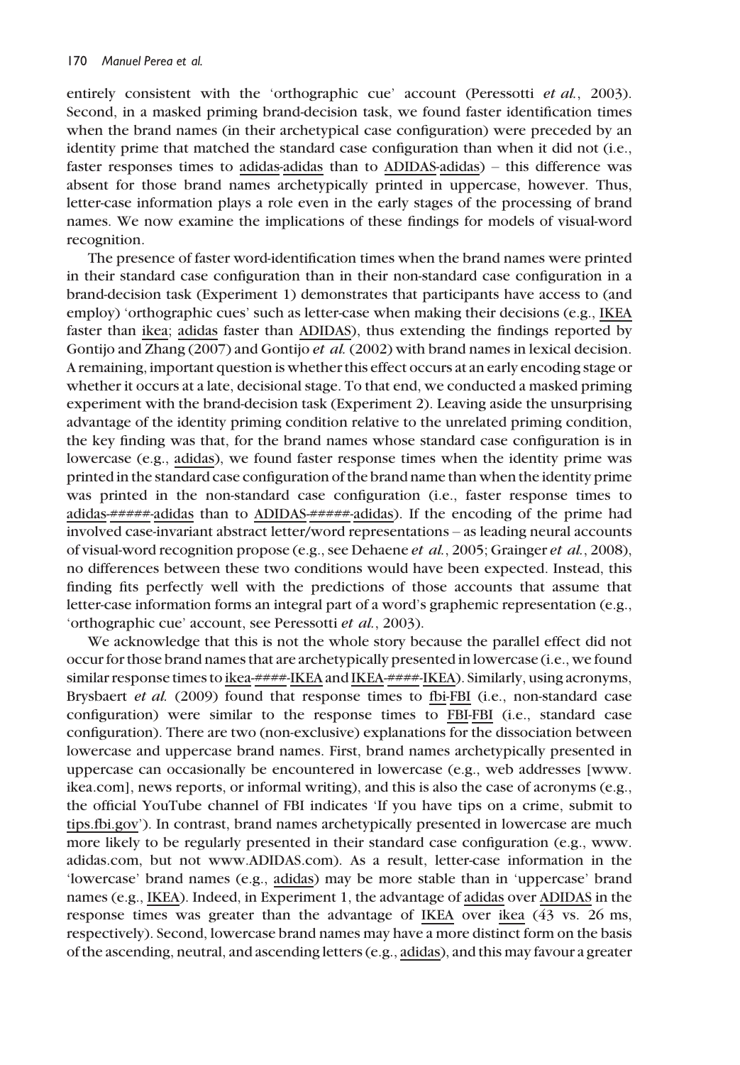entirely consistent with the 'orthographic cue' account (Peressotti *et al.*, 2003). Second, in a masked priming brand-decision task, we found faster identification times when the brand names (in their archetypical case configuration) were preceded by an identity prime that matched the standard case configuration than when it did not (i.e., faster responses times to adidas-adidas than to ADIDAS-adidas) – this difference was absent for those brand names archetypically printed in uppercase, however. Thus, letter-case information plays a role even in the early stages of the processing of brand names. We now examine the implications of these findings for models of visual-word recognition.

The presence of faster word-identification times when the brand names were printed in their standard case configuration than in their non-standard case configuration in a brand-decision task (Experiment 1) demonstrates that participants have access to (and employ) 'orthographic cues' such as letter-case when making their decisions (e.g., IKEA faster than ikea; adidas faster than ADIDAS), thus extending the findings reported by Gontijo and Zhang (2007) and Gontijo *et al.* (2002) with brand names in lexical decision. A remaining, important question is whether this effect occurs at an early encoding stage or whether it occurs at a late, decisional stage. To that end, we conducted a masked priming experiment with the brand-decision task (Experiment 2). Leaving aside the unsurprising advantage of the identity priming condition relative to the unrelated priming condition, the key finding was that, for the brand names whose standard case configuration is in lowercase (e.g., adidas), we found faster response times when the identity prime was printed in the standard case configuration of the brand name than when the identity prime was printed in the non-standard case configuration (i.e., faster response times to adidas-######-adidas than to ADIDAS-######-adidas). If the encoding of the prime had involved case-invariant abstract letter/word representations – as leading neural accounts of visual-word recognition propose (e.g., see Dehaene *et al.*, 2005; Grainger *et al.*, 2008), no differences between these two conditions would have been expected. Instead, this finding fits perfectly well with the predictions of those accounts that assume that letter-case information forms an integral part of a word's graphemic representation (e.g., 'orthographic cue' account, see Peressotti *et al.*, 2003).

We acknowledge that this is not the whole story because the parallel effect did not occur for those brand names that are archetypically presented in lowercase (i.e., we found similar response times to ikea-####-IKEA and IKEA-####-IKEA). Similarly, using acronyms, Brysbaert *et al.* (2009) found that response times to fbi-FBI (i.e., non-standard case configuration) were similar to the response times to FBI-FBI (i.e., standard case configuration). There are two (non-exclusive) explanations for the dissociation between lowercase and uppercase brand names. First, brand names archetypically presented in uppercase can occasionally be encountered in lowercase (e.g., web addresses [www.ikea.com], news reports, or informal writing), and this is also the case of acronyms (e.g., the official YouTube channel of FBI indicates 'If you have tips on a crime, submit to tips.fbi.gov'). In contrast, brand names archetypically presented in lowercase are much more likely to be regularly presented in their standard case configuration (e.g., www.adidas.com, but not www.ADIDAS.com). As a result, letter-case information in the 'lowercase' brand names (e.g., adidas) may be more stable than in 'uppercase' brand names (e.g., IKEA). Indeed, in Experiment 1, the advantage of adidas over ADIDAS in the response times was greater than the advantage of IKEA over ikea (43 vs. 26 ms, respectively). Second, lowercase brand names may have a more distinct form on the basis of the ascending, neutral, and ascending letters (e.g., adidas), and this may favour a greater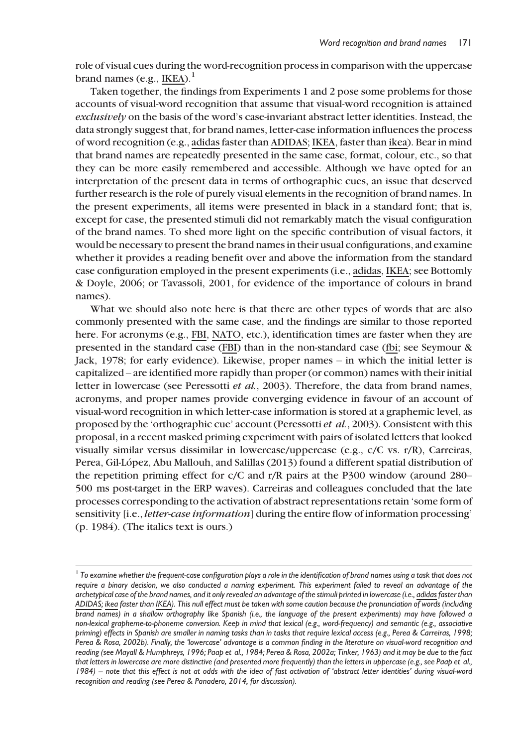role of visual cues during the word-recognition process in comparison with the uppercase brand names (e.g., IKEA).[1]

Taken together, the findings from Experiments 1 and 2 pose some problems for those accounts of visual-word recognition that assume that visual-word recognition is attained *exclusively* on the basis of the word's case-invariant abstract letter identities. Instead, the data strongly suggest that, for brand names, letter-case information influences the process of word recognition (e.g., adidas faster than ADIDAS; IKEA, faster than ikea). Bear in mind that brand names are repeatedly presented in the same case, format, colour, etc., so that they can be more easily remembered and accessible. Although we have opted for an interpretation of the present data in terms of orthographic cues, an issue that deserved further research is the role of purely visual elements in the recognition of brand names. In the present experiments, all items were presented in black in a standard font; that is, except for case, the presented stimuli did not remarkably match the visual configuration of the brand names. To shed more light on the specific contribution of visual factors, it would be necessary to present the brand names in their usual configurations, and examine whether it provides a reading benefit over and above the information from the standard case configuration employed in the present experiments (i.e., adidas, IKEA; see Bottomly & Doyle, 2006; or Tavassoli, 2001, for evidence of the importance of colours in brand names).

What we should also note here is that there are other types of words that are also commonly presented with the same case, and the findings are similar to those reported here. For acronyms (e.g., FBI, NATO, etc.), identification times are faster when they are presented in the standard case (FBI) than in the non-standard case (fbi; see Seymour & Jack, 1978; for early evidence). Likewise, proper names – in which the initial letter is capitalized – are identified more rapidly than proper (or common) names with their initial letter in lowercase (see Peressotti *et al.*, 2003). Therefore, the data from brand names, acronyms, and proper names provide converging evidence in favour of an account of visual-word recognition in which letter-case information is stored at a graphemic level, as proposed by the 'orthographic cue' account (Peressotti *et al.*, 2003). Consistent with this proposal, in a recent masked priming experiment with pairs of isolated letters that looked visually similar versus dissimilar in lowercase/uppercase (e.g., c/C vs. r/R), Carreiras, Perea, Gil-López, Abu Mallouh, and Salillas (2013) found a different spatial distribution of the repetition priming effect for c/C and r/R pairs at the P300 window (around 280–500 ms post-target in the ERP waves). Carreiras and colleagues concluded that the late processes corresponding to the activation of abstract representations retain 'some form of sensitivity [i.e., *letter-case information*] during the entire flow of information processing' (p. 1984). (The italics text is ours.)

---

[1] *To examine whether the frequent-case configuration plays a role in the identification of brand names using a task that does not require a binary decision, we also conducted a naming experiment. This experiment failed to reveal an advantage of the archetypical case of the brand names, and it only revealed an advantage of the stimuli printed in lowercase (i.e., adidas faster than ADIDAS; ikea faster than IKEA). This null effect must be taken with some caution because the pronunciation of words (including brand names) in a shallow orthography like Spanish (i.e., the language of the present experiments) may have followed a non-lexical grapheme-to-phoneme conversion. Keep in mind that lexical (e.g., word-frequency) and semantic (e.g., associative priming) effects in Spanish are smaller in naming tasks than in tasks that require lexical access (e.g., Perea & Carreiras, 1998; Perea & Rosa, 2002b). Finally, the 'lowercase' advantage is a common finding in the literature on visual-word recognition and reading (see Mayall & Humphreys, 1996; Paap et al., 1984; Perea & Rosa, 2002a; Tinker, 1963) and it may be due to the fact that letters in lowercase are more distinctive (and presented more frequently) than the letters in uppercase (e.g., see Paap et al., 1984) – note that this effect is not at odds with the idea of fast activation of 'abstract letter identities' during visual-word recognition and reading (see Perea & Panadero, 2014, for discussion).*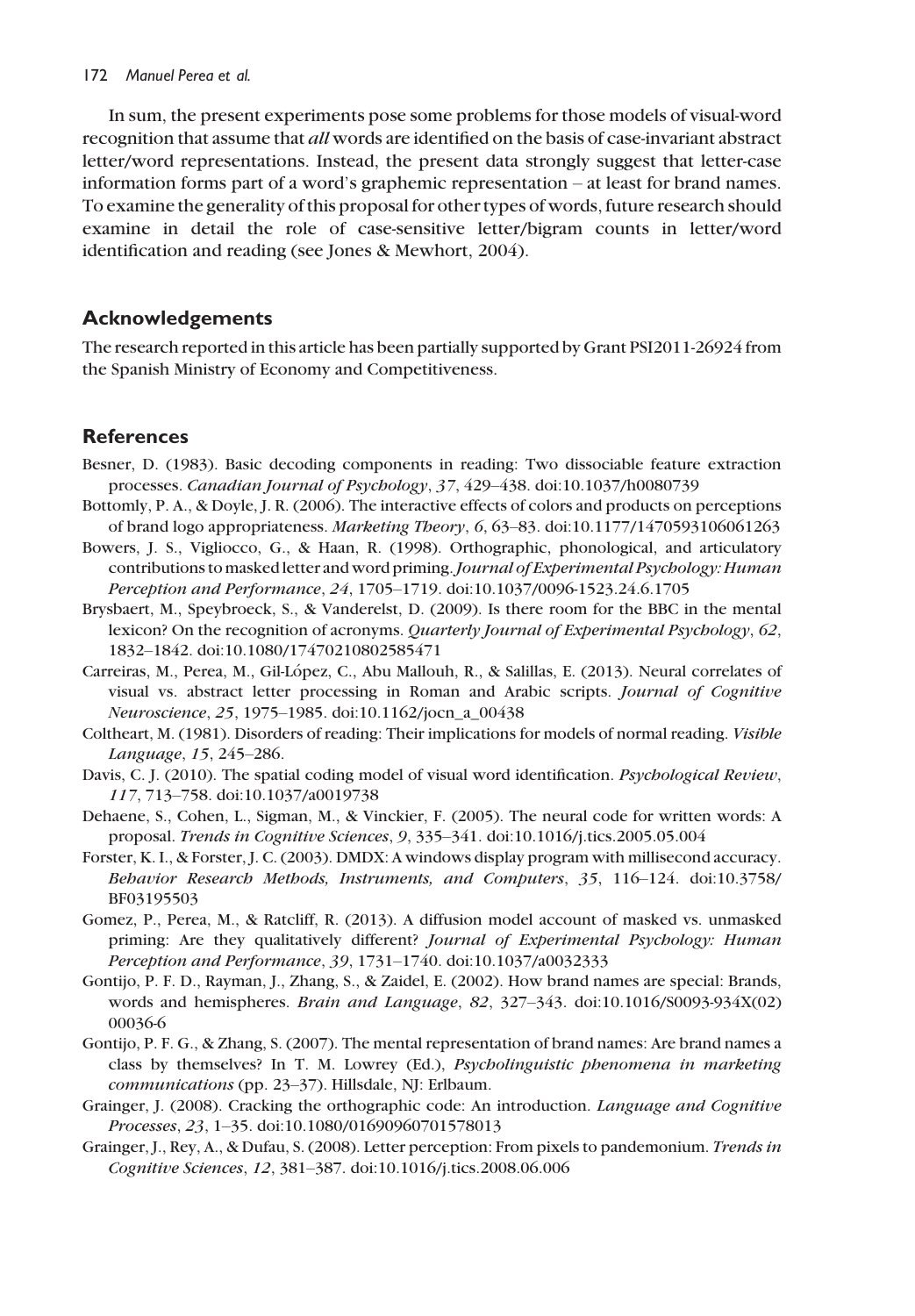In sum, the present experiments pose some problems for those models of visual-word recognition that assume that *all* words are identified on the basis of case-invariant abstract letter/word representations. Instead, the present data strongly suggest that letter-case information forms part of a word's graphemic representation – at least for brand names. To examine the generality of this proposal for other types of words, future research should examine in detail the role of case-sensitive letter/bigram counts in letter/word identification and reading (see Jones & Mewhort, 2004).

## Acknowledgements

The research reported in this article has been partially supported by Grant PSI2011-26924 from the Spanish Ministry of Economy and Competitiveness.

## References

Besner, D. (1983). Basic decoding components in reading: Two dissociable feature extraction processes. *Canadian Journal of Psychology*, *37*, 429–438. doi:10.1037/h0080739

Bottomly, P. A., & Doyle, J. R. (2006). The interactive effects of colors and products on perceptions of brand logo appropriateness. *Marketing Theory*, *6*, 63–83. doi:10.1177/1470593106061263

Bowers, J. S., Vigliocco, G., & Haan, R. (1998). Orthographic, phonological, and articulatory contributions to masked letter and word priming. *Journal of Experimental Psychology: Human Perception and Performance*, *24*, 1705–1719. doi:10.1037/0096-1523.24.6.1705

Brysbaert, M., Speybroeck, S., & Vanderelst, D. (2009). Is there room for the BBC in the mental lexicon? On the recognition of acronyms. *Quarterly Journal of Experimental Psychology*, *62*, 1832–1842. doi:10.1080/17470210802585471

Carreiras, M., Perea, M., Gil-López, C., Abu Mallouh, R., & Salillas, E. (2013). Neural correlates of visual vs. abstract letter processing in Roman and Arabic scripts. *Journal of Cognitive Neuroscience*, *25*, 1975–1985. doi:10.1162/jocn_a_00438

Coltheart, M. (1981). Disorders of reading: Their implications for models of normal reading. *Visible Language*, *15*, 245–286.

Davis, C. J. (2010). The spatial coding model of visual word identification. *Psychological Review*, *117*, 713–758. doi:10.1037/a0019738

Dehaene, S., Cohen, L., Sigman, M., & Vinckier, F. (2005). The neural code for written words: A proposal. *Trends in Cognitive Sciences*, *9*, 335–341. doi:10.1016/j.tics.2005.05.004

Forster, K. I., & Forster, J. C. (2003). DMDX: A windows display program with millisecond accuracy. *Behavior Research Methods, Instruments, and Computers*, *35*, 116–124. doi:10.3758/BF03195503

Gomez, P., Perea, M., & Ratcliff, R. (2013). A diffusion model account of masked vs. unmasked priming: Are they qualitatively different? *Journal of Experimental Psychology: Human Perception and Performance*, *39*, 1731–1740. doi:10.1037/a0032333

Gontijo, P. F. D., Rayman, J., Zhang, S., & Zaidel, E. (2002). How brand names are special: Brands, words and hemispheres. *Brain and Language*, *82*, 327–343. doi:10.1016/S0093-934X(02)00036-6

Gontijo, P. F. G., & Zhang, S. (2007). The mental representation of brand names: Are brand names a class by themselves? In T. M. Lowrey (Ed.), *Psycholinguistic phenomena in marketing communications* (pp. 23–37). Hillsdale, NJ: Erlbaum.

Grainger, J. (2008). Cracking the orthographic code: An introduction. *Language and Cognitive Processes*, *23*, 1–35. doi:10.1080/01690960701578013

Grainger, J., Rey, A., & Dufau, S. (2008). Letter perception: From pixels to pandemonium. *Trends in Cognitive Sciences*, *12*, 381–387. doi:10.1016/j.tics.2008.06.006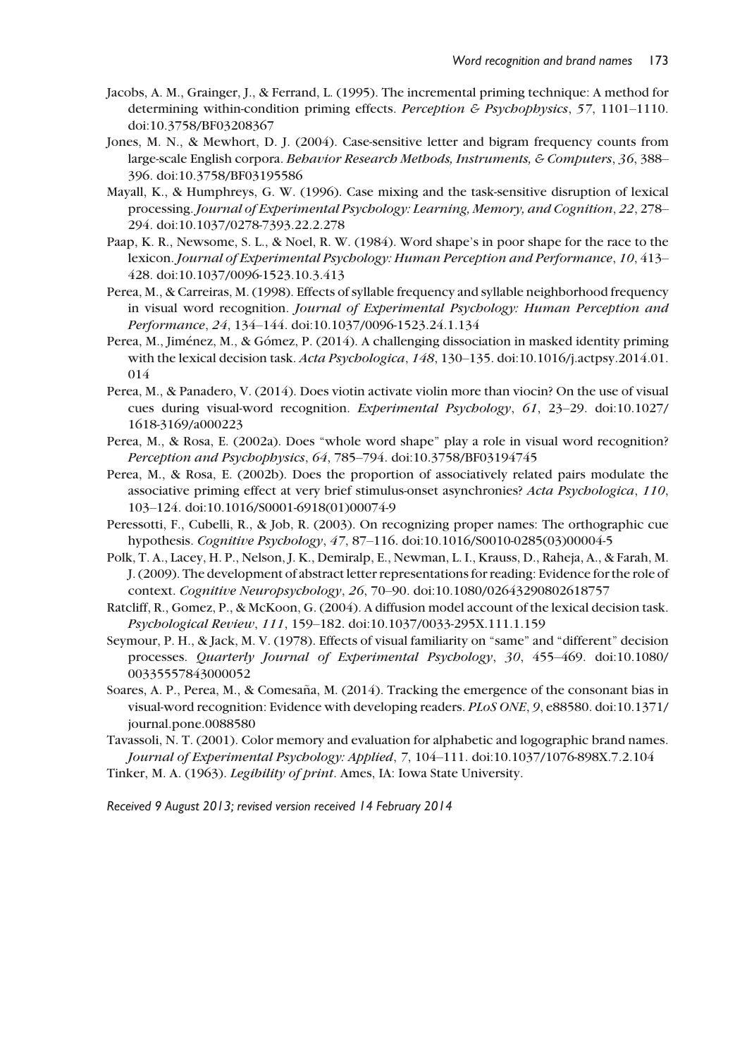Jacobs, A. M., Grainger, J., & Ferrand, L. (1995). The incremental priming technique: A method for determining within-condition priming effects. *Perception & Psychophysics*, *57*, 1101–1110. doi:10.3758/BF03208367

Jones, M. N., & Mewhort, D. J. (2004). Case-sensitive letter and bigram frequency counts from large-scale English corpora. *Behavior Research Methods, Instruments, & Computers*, *36*, 388–396. doi:10.3758/BF03195586

Mayall, K., & Humphreys, G. W. (1996). Case mixing and the task-sensitive disruption of lexical processing. *Journal of Experimental Psychology: Learning, Memory, and Cognition*, *22*, 278–294. doi:10.1037/0278-7393.22.2.278

Paap, K. R., Newsome, S. L., & Noel, R. W. (1984). Word shape's in poor shape for the race to the lexicon. *Journal of Experimental Psychology: Human Perception and Performance*, *10*, 413–428. doi:10.1037/0096-1523.10.3.413

Perea, M., & Carreiras, M. (1998). Effects of syllable frequency and syllable neighborhood frequency in visual word recognition. *Journal of Experimental Psychology: Human Perception and Performance*, *24*, 134–144. doi:10.1037/0096-1523.24.1.134

Perea, M., Jiménez, M., & Gómez, P. (2014). A challenging dissociation in masked identity priming with the lexical decision task. *Acta Psychologica*, *148*, 130–135. doi:10.1016/j.actpsy.2014.01.014

Perea, M., & Panadero, V. (2014). Does viotin activate violin more than viocin? On the use of visual cues during visual-word recognition. *Experimental Psychology*, *61*, 23–29. doi:10.1027/1618-3169/a000223

Perea, M., & Rosa, E. (2002a). Does "whole word shape" play a role in visual word recognition? *Perception and Psychophysics*, *64*, 785–794. doi:10.3758/BF03194745

Perea, M., & Rosa, E. (2002b). Does the proportion of associatively related pairs modulate the associative priming effect at very brief stimulus-onset asynchronies? *Acta Psychologica*, *110*, 103–124. doi:10.1016/S0001-6918(01)00074-9

Peressotti, F., Cubelli, R., & Job, R. (2003). On recognizing proper names: The orthographic cue hypothesis. *Cognitive Psychology*, *47*, 87–116. doi:10.1016/S0010-0285(03)00004-5

Polk, T. A., Lacey, H. P., Nelson, J. K., Demiralp, E., Newman, L. I., Krauss, D., Raheja, A., & Farah, M. J. (2009). The development of abstract letter representations for reading: Evidence for the role of context. *Cognitive Neuropsychology*, *26*, 70–90. doi:10.1080/02643290802618757

Ratcliff, R., Gomez, P., & McKoon, G. (2004). A diffusion model account of the lexical decision task. *Psychological Review*, *111*, 159–182. doi:10.1037/0033-295X.111.1.159

Seymour, P. H., & Jack, M. V. (1978). Effects of visual familiarity on "same" and "different" decision processes. *Quarterly Journal of Experimental Psychology*, *30*, 455–469. doi:10.1080/00335557843000052

Soares, A. P., Perea, M., & Comesaña, M. (2014). Tracking the emergence of the consonant bias in visual-word recognition: Evidence with developing readers. *PLoS ONE*, *9*, e88580. doi:10.1371/journal.pone.0088580

Tavassoli, N. T. (2001). Color memory and evaluation for alphabetic and logographic brand names. *Journal of Experimental Psychology: Applied*, *7*, 104–111. doi:10.1037/1076-898X.7.2.104

Tinker, M. A. (1963). *Legibility of print*. Ames, IA: Iowa State University.

*Received 9 August 2013; revised version received 14 February 2014*